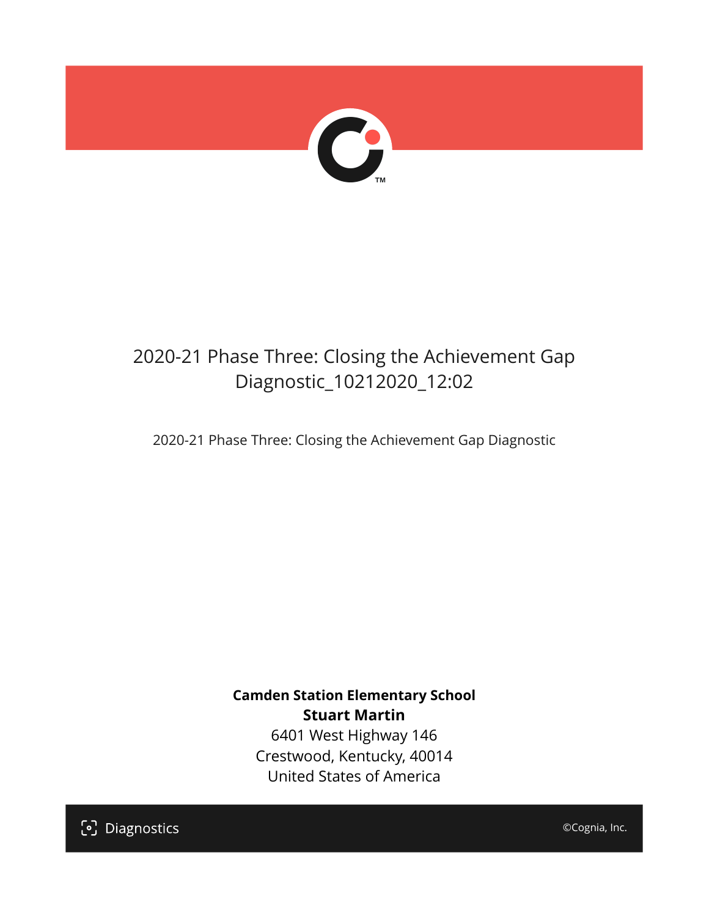# 2020-21 Phase Three: Closing the Achievement Gap Diagnostic_10212020_12:02

2020-21 Phase Three: Closing the Achievement Gap Diagnostic

**Camden Station Elementary School**
**Stuart Martin**
6401 West Highway 146
Crestwood, Kentucky, 40014
United States of America

Diagnostics

©Cognia, Inc.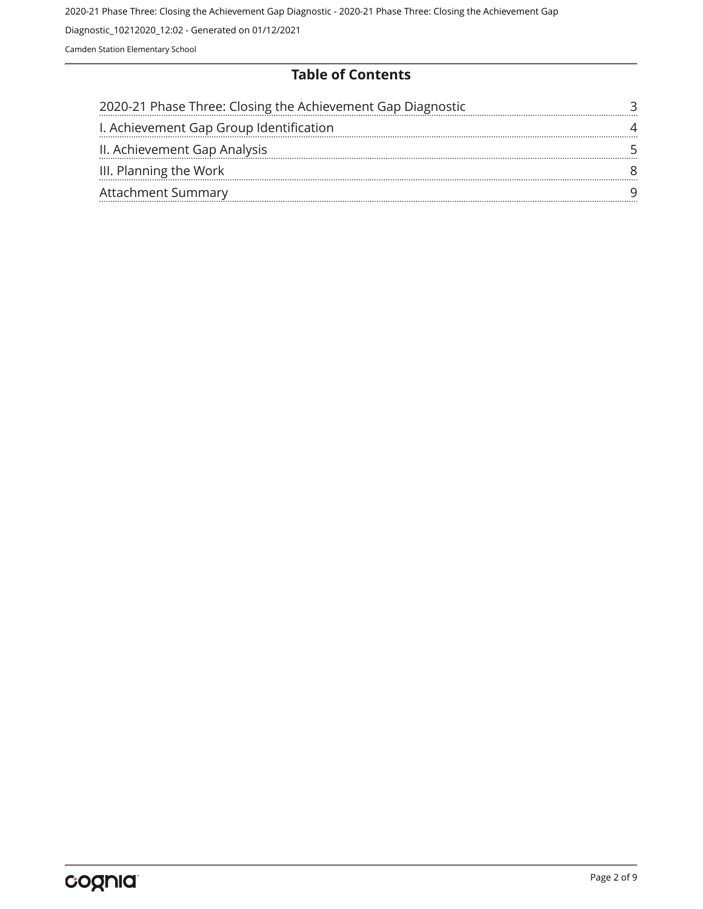## Table of Contents

| | |
|---|---|
| 2020-21 Phase Three: Closing the Achievement Gap Diagnostic | 3 |
| I. Achievement Gap Group Identification | 4 |
| II. Achievement Gap Analysis | 5 |
| III. Planning the Work | 8 |
| Attachment Summary | 9 |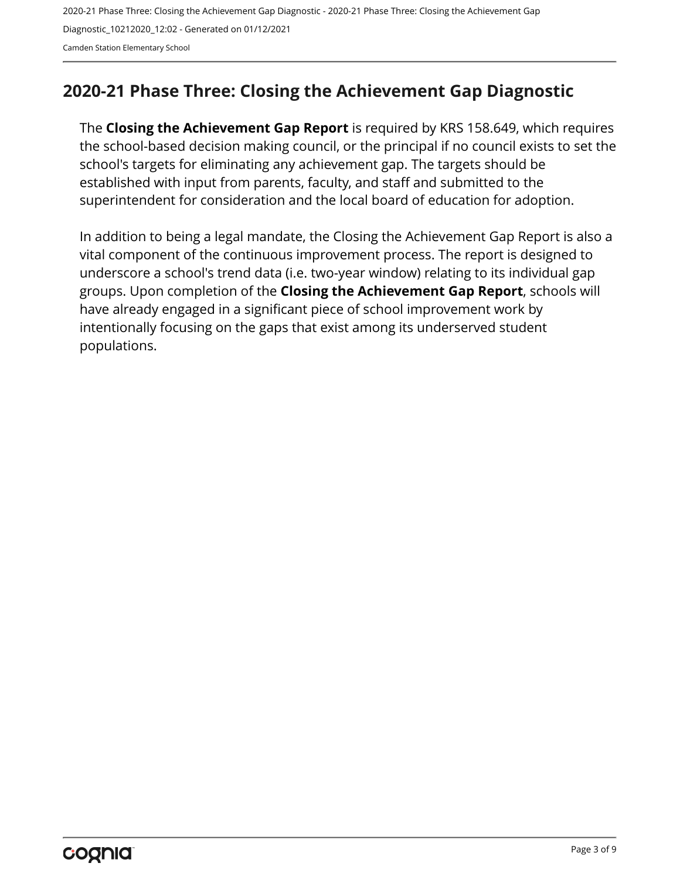## 2020-21 Phase Three: Closing the Achievement Gap Diagnostic

The **Closing the Achievement Gap Report** is required by KRS 158.649, which requires the school-based decision making council, or the principal if no council exists to set the school's targets for eliminating any achievement gap. The targets should be established with input from parents, faculty, and staff and submitted to the superintendent for consideration and the local board of education for adoption.

In addition to being a legal mandate, the Closing the Achievement Gap Report is also a vital component of the continuous improvement process. The report is designed to underscore a school's trend data (i.e. two-year window) relating to its individual gap groups. Upon completion of the **Closing the Achievement Gap Report**, schools will have already engaged in a significant piece of school improvement work by intentionally focusing on the gaps that exist among its underserved student populations.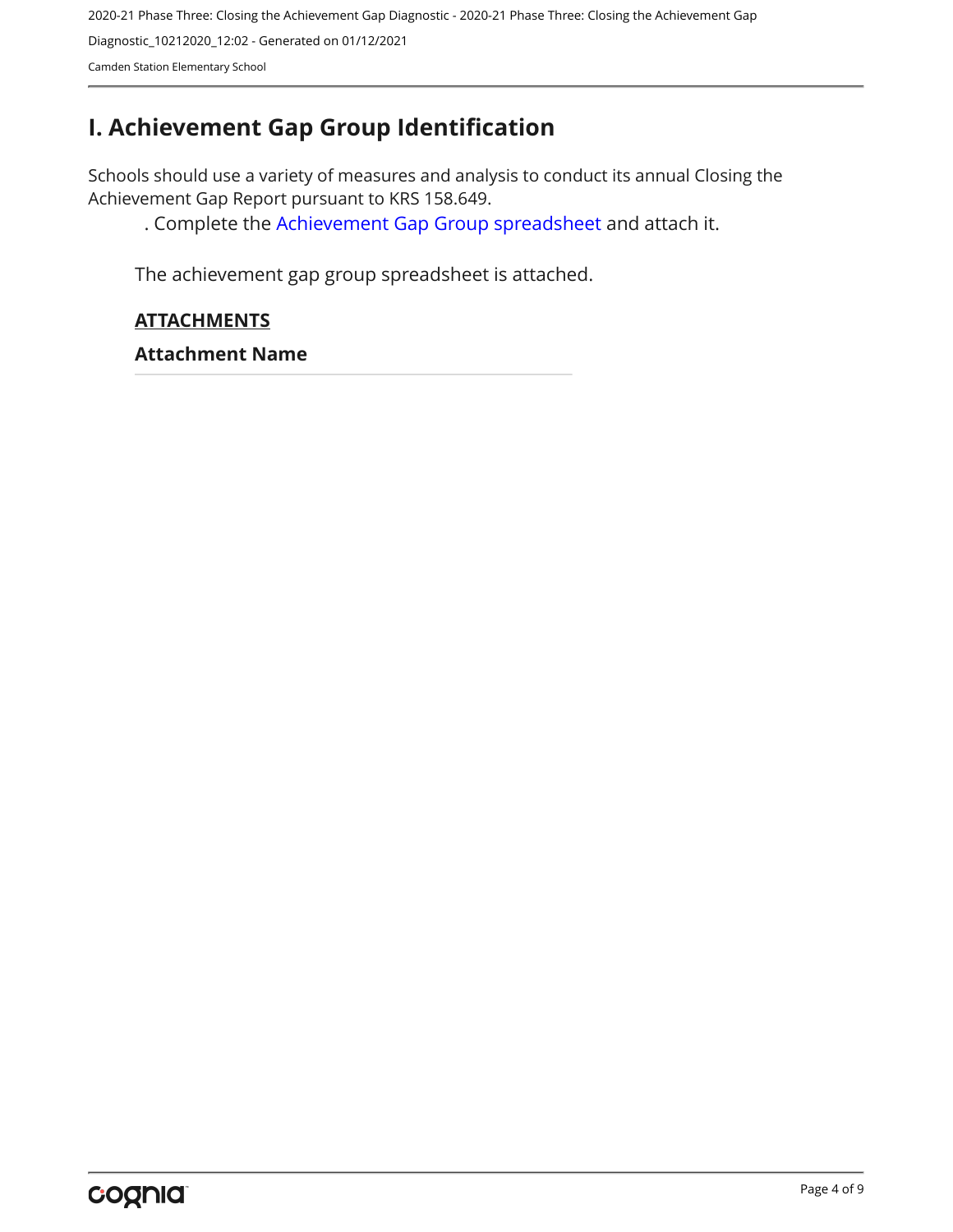# I. Achievement Gap Group Identification

Schools should use a variety of measures and analysis to conduct its annual Closing the Achievement Gap Report pursuant to KRS 158.649.

. Complete the Achievement Gap Group spreadsheet and attach it.

The achievement gap group spreadsheet is attached.

**ATTACHMENTS**

**Attachment Name**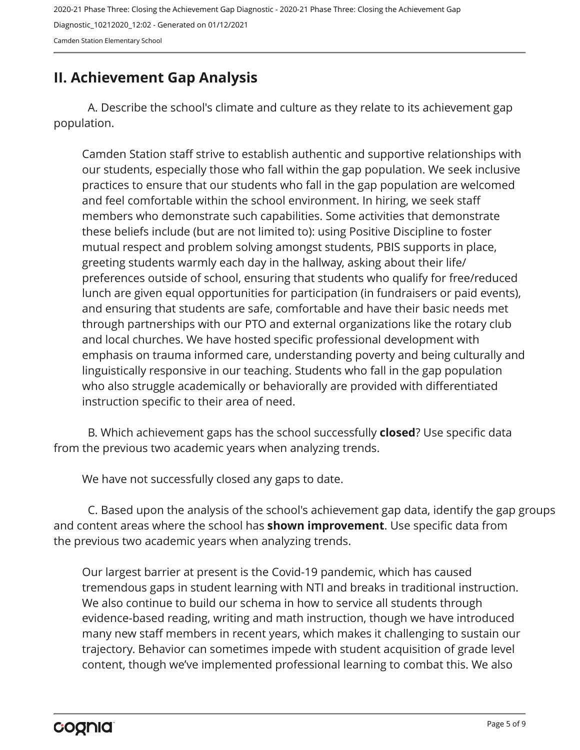## II. Achievement Gap Analysis

A. Describe the school's climate and culture as they relate to its achievement gap population.

Camden Station staff strive to establish authentic and supportive relationships with our students, especially those who fall within the gap population. We seek inclusive practices to ensure that our students who fall in the gap population are welcomed and feel comfortable within the school environment. In hiring, we seek staff members who demonstrate such capabilities. Some activities that demonstrate these beliefs include (but are not limited to): using Positive Discipline to foster mutual respect and problem solving amongst students, PBIS supports in place, greeting students warmly each day in the hallway, asking about their life/ preferences outside of school, ensuring that students who qualify for free/reduced lunch are given equal opportunities for participation (in fundraisers or paid events), and ensuring that students are safe, comfortable and have their basic needs met through partnerships with our PTO and external organizations like the rotary club and local churches. We have hosted specific professional development with emphasis on trauma informed care, understanding poverty and being culturally and linguistically responsive in our teaching. Students who fall in the gap population who also struggle academically or behaviorally are provided with differentiated instruction specific to their area of need.

B. Which achievement gaps has the school successfully **closed**? Use specific data from the previous two academic years when analyzing trends.

We have not successfully closed any gaps to date.

C. Based upon the analysis of the school's achievement gap data, identify the gap groups and content areas where the school has **shown improvement**. Use specific data from the previous two academic years when analyzing trends.

Our largest barrier at present is the Covid-19 pandemic, which has caused tremendous gaps in student learning with NTI and breaks in traditional instruction. We also continue to build our schema in how to service all students through evidence-based reading, writing and math instruction, though we have introduced many new staff members in recent years, which makes it challenging to sustain our trajectory. Behavior can sometimes impede with student acquisition of grade level content, though we've implemented professional learning to combat this. We also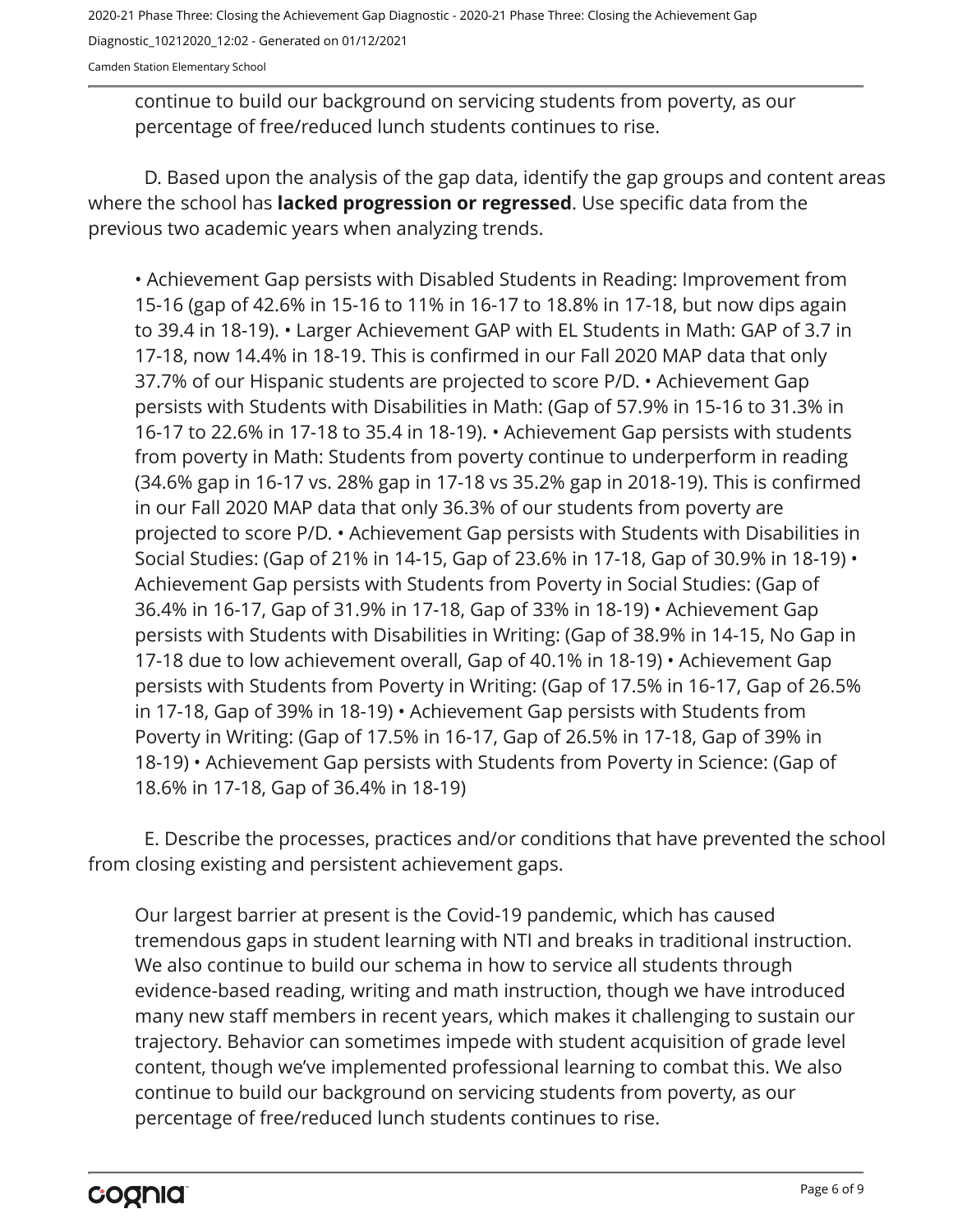continue to build our background on servicing students from poverty, as our percentage of free/reduced lunch students continues to rise.

D. Based upon the analysis of the gap data, identify the gap groups and content areas where the school has **lacked progression or regressed**. Use specific data from the previous two academic years when analyzing trends.

• Achievement Gap persists with Disabled Students in Reading: Improvement from 15-16 (gap of 42.6% in 15-16 to 11% in 16-17 to 18.8% in 17-18, but now dips again to 39.4 in 18-19). • Larger Achievement GAP with EL Students in Math: GAP of 3.7 in 17-18, now 14.4% in 18-19. This is confirmed in our Fall 2020 MAP data that only 37.7% of our Hispanic students are projected to score P/D. • Achievement Gap persists with Students with Disabilities in Math: (Gap of 57.9% in 15-16 to 31.3% in 16-17 to 22.6% in 17-18 to 35.4 in 18-19). • Achievement Gap persists with students from poverty in Math: Students from poverty continue to underperform in reading (34.6% gap in 16-17 vs. 28% gap in 17-18 vs 35.2% gap in 2018-19). This is confirmed in our Fall 2020 MAP data that only 36.3% of our students from poverty are projected to score P/D. • Achievement Gap persists with Students with Disabilities in Social Studies: (Gap of 21% in 14-15, Gap of 23.6% in 17-18, Gap of 30.9% in 18-19) • Achievement Gap persists with Students from Poverty in Social Studies: (Gap of 36.4% in 16-17, Gap of 31.9% in 17-18, Gap of 33% in 18-19) • Achievement Gap persists with Students with Disabilities in Writing: (Gap of 38.9% in 14-15, No Gap in 17-18 due to low achievement overall, Gap of 40.1% in 18-19) • Achievement Gap persists with Students from Poverty in Writing: (Gap of 17.5% in 16-17, Gap of 26.5% in 17-18, Gap of 39% in 18-19) • Achievement Gap persists with Students from Poverty in Writing: (Gap of 17.5% in 16-17, Gap of 26.5% in 17-18, Gap of 39% in 18-19) • Achievement Gap persists with Students from Poverty in Science: (Gap of 18.6% in 17-18, Gap of 36.4% in 18-19)

E. Describe the processes, practices and/or conditions that have prevented the school from closing existing and persistent achievement gaps.

Our largest barrier at present is the Covid-19 pandemic, which has caused tremendous gaps in student learning with NTI and breaks in traditional instruction. We also continue to build our schema in how to service all students through evidence-based reading, writing and math instruction, though we have introduced many new staff members in recent years, which makes it challenging to sustain our trajectory. Behavior can sometimes impede with student acquisition of grade level content, though we've implemented professional learning to combat this. We also continue to build our background on servicing students from poverty, as our percentage of free/reduced lunch students continues to rise.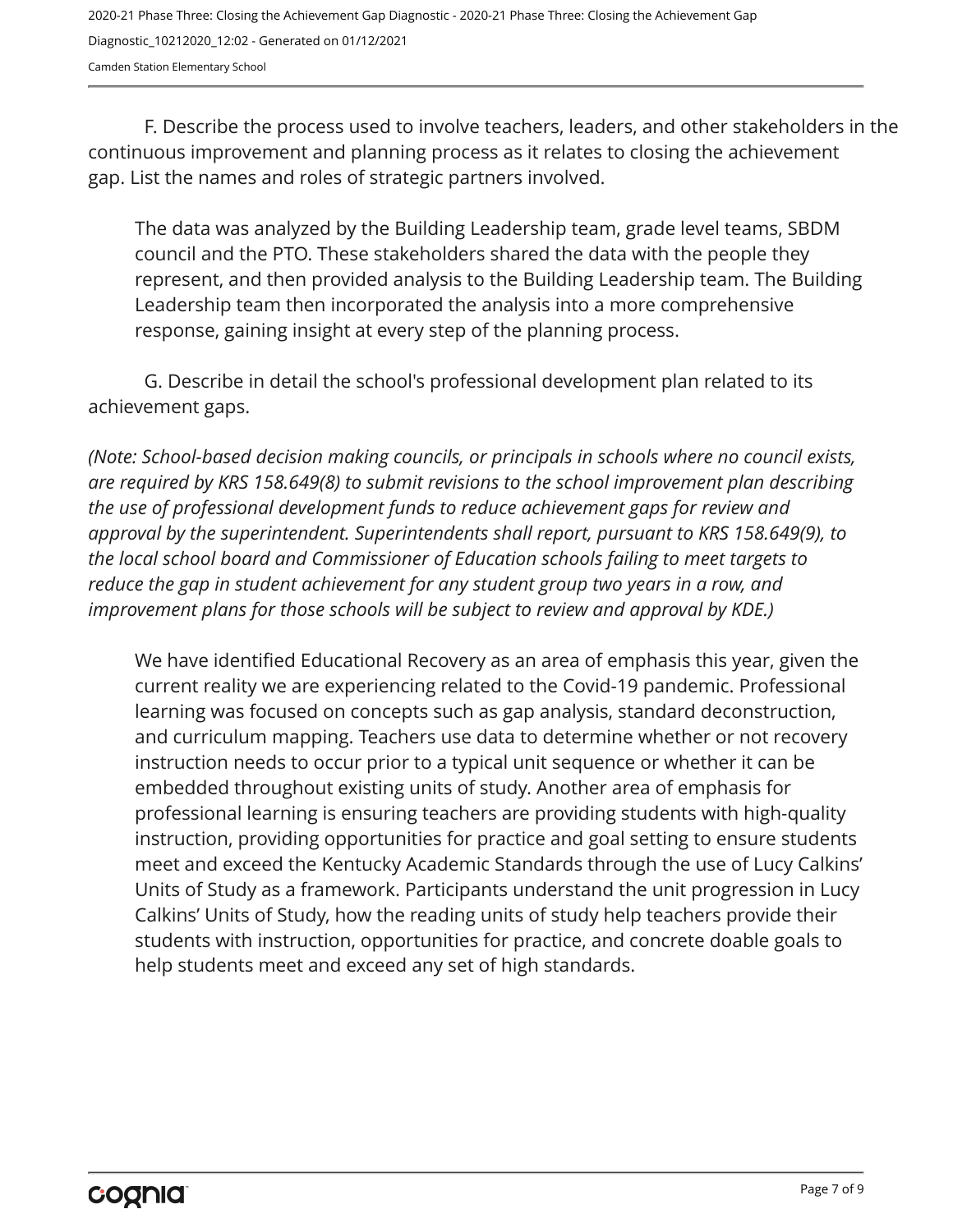F. Describe the process used to involve teachers, leaders, and other stakeholders in the continuous improvement and planning process as it relates to closing the achievement gap. List the names and roles of strategic partners involved.

The data was analyzed by the Building Leadership team, grade level teams, SBDM council and the PTO. These stakeholders shared the data with the people they represent, and then provided analysis to the Building Leadership team. The Building Leadership team then incorporated the analysis into a more comprehensive response, gaining insight at every step of the planning process.

G. Describe in detail the school's professional development plan related to its achievement gaps.

*(Note: School-based decision making councils, or principals in schools where no council exists, are required by KRS 158.649(8) to submit revisions to the school improvement plan describing the use of professional development funds to reduce achievement gaps for review and approval by the superintendent. Superintendents shall report, pursuant to KRS 158.649(9), to the local school board and Commissioner of Education schools failing to meet targets to reduce the gap in student achievement for any student group two years in a row, and improvement plans for those schools will be subject to review and approval by KDE.)*

We have identified Educational Recovery as an area of emphasis this year, given the current reality we are experiencing related to the Covid-19 pandemic. Professional learning was focused on concepts such as gap analysis, standard deconstruction, and curriculum mapping. Teachers use data to determine whether or not recovery instruction needs to occur prior to a typical unit sequence or whether it can be embedded throughout existing units of study. Another area of emphasis for professional learning is ensuring teachers are providing students with high-quality instruction, providing opportunities for practice and goal setting to ensure students meet and exceed the Kentucky Academic Standards through the use of Lucy Calkins' Units of Study as a framework. Participants understand the unit progression in Lucy Calkins' Units of Study, how the reading units of study help teachers provide their students with instruction, opportunities for practice, and concrete doable goals to help students meet and exceed any set of high standards.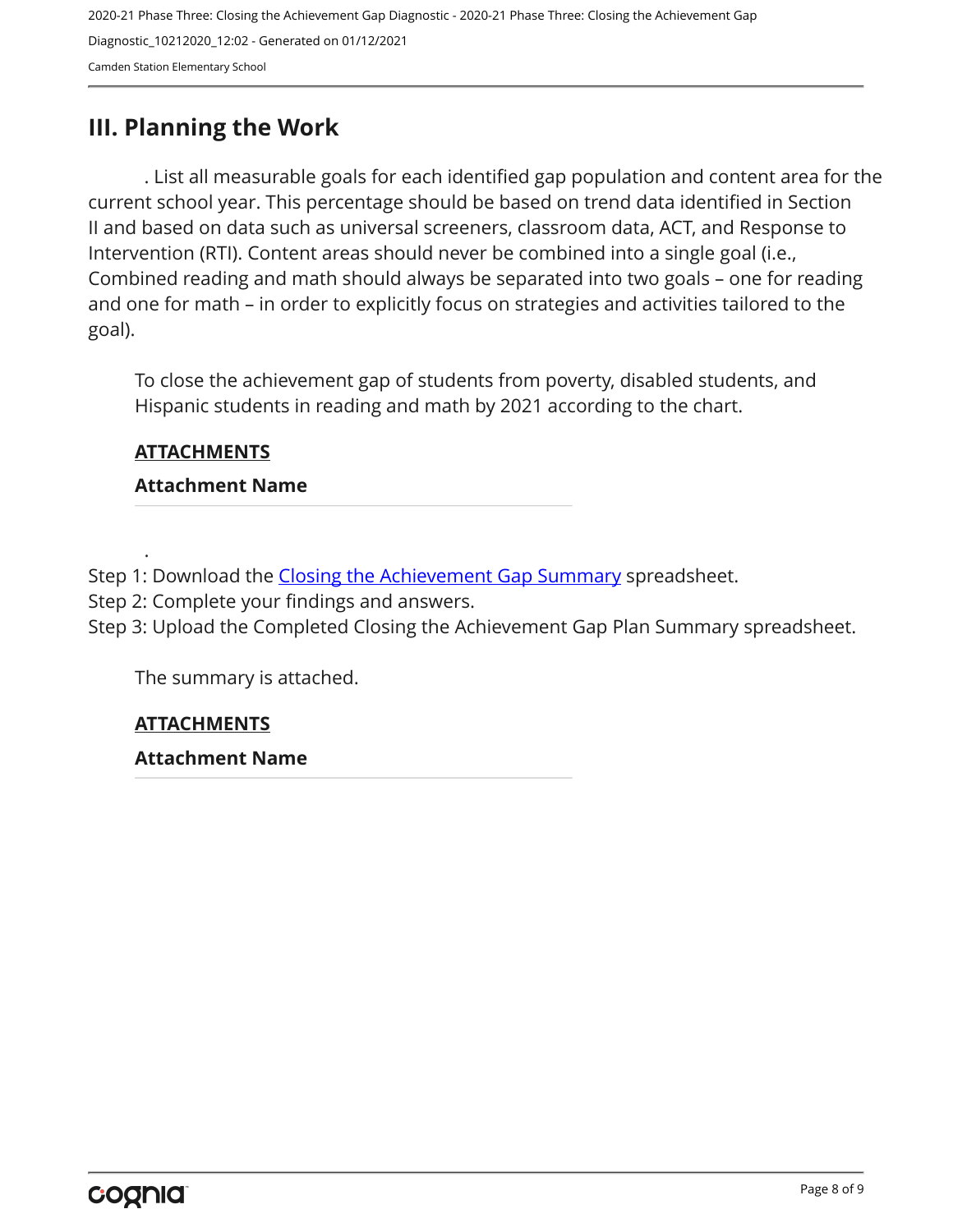## III. Planning the Work

. List all measurable goals for each identified gap population and content area for the current school year. This percentage should be based on trend data identified in Section II and based on data such as universal screeners, classroom data, ACT, and Response to Intervention (RTI). Content areas should never be combined into a single goal (i.e., Combined reading and math should always be separated into two goals – one for reading and one for math – in order to explicitly focus on strategies and activities tailored to the goal).

To close the achievement gap of students from poverty, disabled students, and Hispanic students in reading and math by 2021 according to the chart.

**ATTACHMENTS**

**Attachment Name**

.

Step 1: Download the Closing the Achievement Gap Summary spreadsheet.
Step 2: Complete your findings and answers.
Step 3: Upload the Completed Closing the Achievement Gap Plan Summary spreadsheet.

The summary is attached.

**ATTACHMENTS**

**Attachment Name**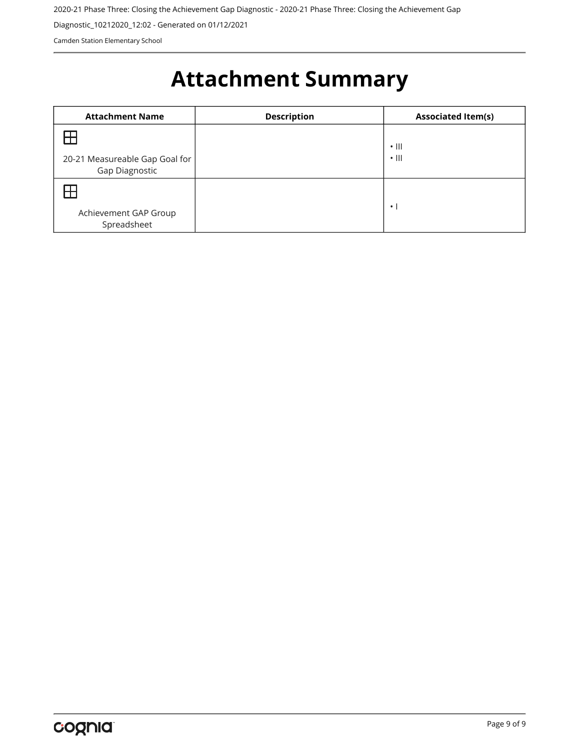# Attachment Summary

| Attachment Name | Description | Associated Item(s) |
| --- | --- | --- |
| 20-21 Measureable Gap Goal for Gap Diagnostic | | • III<br>• III |
| Achievement GAP Group Spreadsheet | | • I |